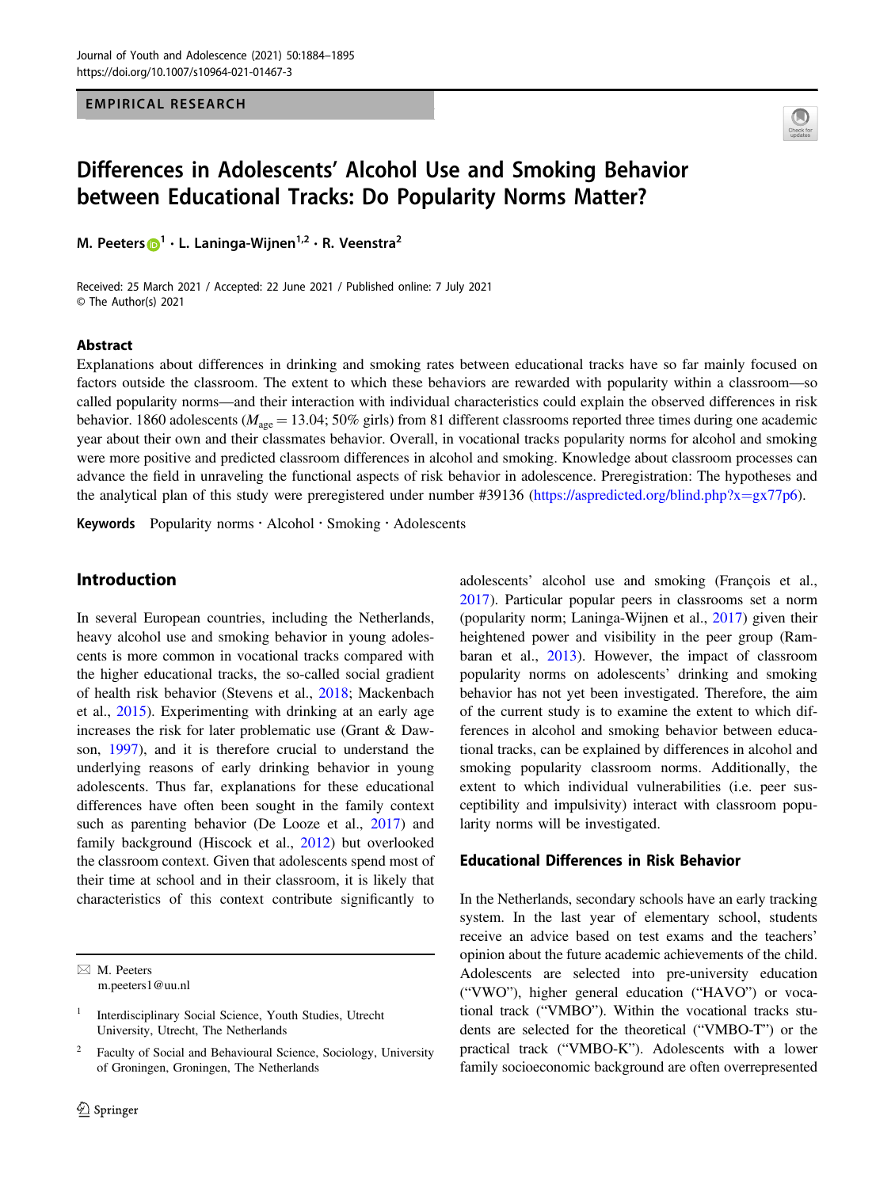EMPIRICAL RESEARCH

# Differences in Adolescents' Alcohol Use and Smoking Behavior between Educational Tracks: Do Popularity Norms Matter?

M. Peeters[1] · L. Laninga-Wijnen[1,2] · R. Veenstra[2]

Received: 25 March 2021 / Accepted: 22 June 2021 / Published online: 7 July 2021
© The Author(s) 2021

## Abstract

Explanations about differences in drinking and smoking rates between educational tracks have so far mainly focused on factors outside the classroom. The extent to which these behaviors are rewarded with popularity within a classroom—so called popularity norms—and their interaction with individual characteristics could explain the observed differences in risk behavior. 1860 adolescents ($M_{age} = 13.04$; 50% girls) from 81 different classrooms reported three times during one academic year about their own and their classmates behavior. Overall, in vocational tracks popularity norms for alcohol and smoking were more positive and predicted classroom differences in alcohol and smoking. Knowledge about classroom processes can advance the field in unraveling the functional aspects of risk behavior in adolescence. Preregistration: The hypotheses and the analytical plan of this study were preregistered under number #39136 (https://aspredicted.org/blind.php?x=gx77p6).

**Keywords** Popularity norms · Alcohol · Smoking · Adolescents

## Introduction

In several European countries, including the Netherlands, heavy alcohol use and smoking behavior in young adolescents is more common in vocational tracks compared with the higher educational tracks, the so-called social gradient of health risk behavior (Stevens et al., 2018; Mackenbach et al., 2015). Experimenting with drinking at an early age increases the risk for later problematic use (Grant & Dawson, 1997), and it is therefore crucial to understand the underlying reasons of early drinking behavior in young adolescents. Thus far, explanations for these educational differences have often been sought in the family context such as parenting behavior (De Looze et al., 2017) and family background (Hiscock et al., 2012) but overlooked the classroom context. Given that adolescents spend most of their time at school and in their classroom, it is likely that characteristics of this context contribute significantly to adolescents' alcohol use and smoking (François et al., 2017). Particular popular peers in classrooms set a norm (popularity norm; Laninga-Wijnen et al., 2017) given their heightened power and visibility in the peer group (Rambaran et al., 2013). However, the impact of classroom popularity norms on adolescents' drinking and smoking behavior has not yet been investigated. Therefore, the aim of the current study is to examine the extent to which differences in alcohol and smoking behavior between educational tracks, can be explained by differences in alcohol and smoking popularity classroom norms. Additionally, the extent to which individual vulnerabilities (i.e. peer susceptibility and impulsivity) interact with classroom popularity norms will be investigated.

### Educational Differences in Risk Behavior

In the Netherlands, secondary schools have an early tracking system. In the last year of elementary school, students receive an advice based on test exams and the teachers' opinion about the future academic achievements of the child. Adolescents are selected into pre-university education ("VWO"), higher general education ("HAVO") or vocational track ("VMBO"). Within the vocational tracks students are selected for the theoretical ("VMBO-T") or the practical track ("VMBO-K"). Adolescents with a lower family socioeconomic background are often overrepresented

---

✉ M. Peeters
m.peeters1@uu.nl

[1] Interdisciplinary Social Science, Youth Studies, Utrecht University, Utrecht, The Netherlands

[2] Faculty of Social and Behavioural Science, Sociology, University of Groningen, Groningen, The Netherlands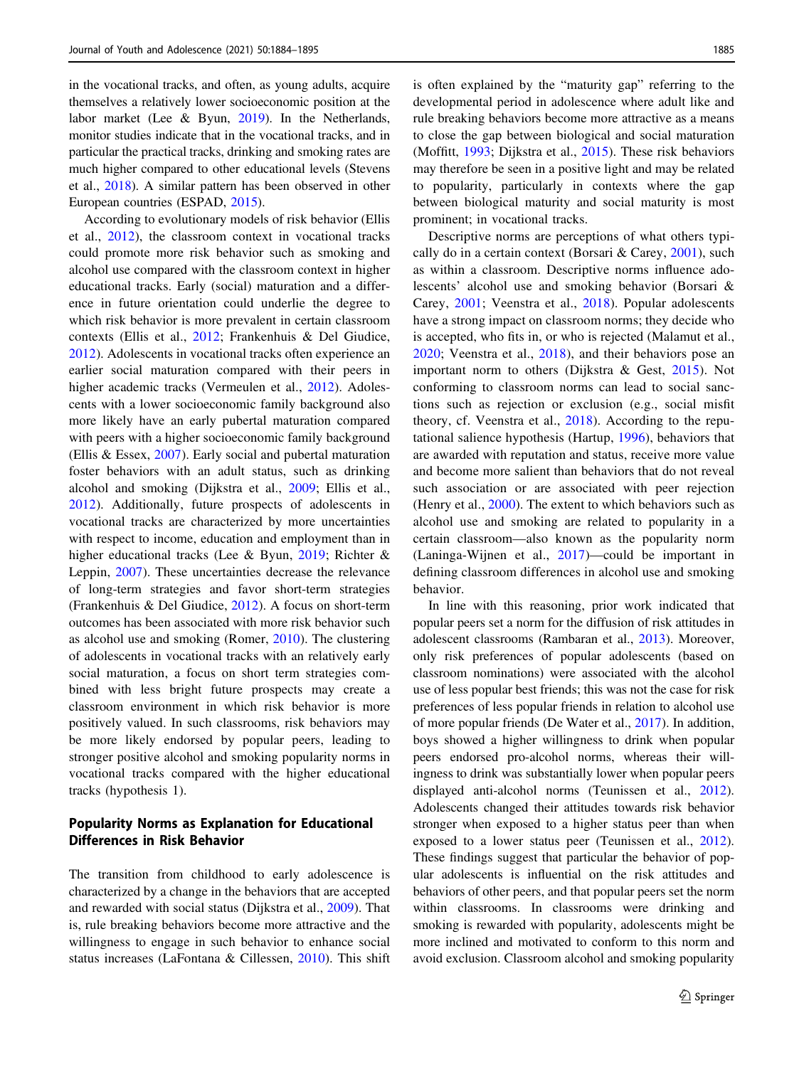in the vocational tracks, and often, as young adults, acquire themselves a relatively lower socioeconomic position at the labor market (Lee & Byun, 2019). In the Netherlands, monitor studies indicate that in the vocational tracks, and in particular the practical tracks, drinking and smoking rates are much higher compared to other educational levels (Stevens et al., 2018). A similar pattern has been observed in other European countries (ESPAD, 2015).

According to evolutionary models of risk behavior (Ellis et al., 2012), the classroom context in vocational tracks could promote more risk behavior such as smoking and alcohol use compared with the classroom context in higher educational tracks. Early (social) maturation and a difference in future orientation could underlie the degree to which risk behavior is more prevalent in certain classroom contexts (Ellis et al., 2012; Frankenhuis & Del Giudice, 2012). Adolescents in vocational tracks often experience an earlier social maturation compared with their peers in higher academic tracks (Vermeulen et al., 2012). Adolescents with a lower socioeconomic family background also more likely have an early pubertal maturation compared with peers with a higher socioeconomic family background (Ellis & Essex, 2007). Early social and pubertal maturation foster behaviors with an adult status, such as drinking alcohol and smoking (Dijkstra et al., 2009; Ellis et al., 2012). Additionally, future prospects of adolescents in vocational tracks are characterized by more uncertainties with respect to income, education and employment than in higher educational tracks (Lee & Byun, 2019; Richter & Leppin, 2007). These uncertainties decrease the relevance of long-term strategies and favor short-term strategies (Frankenhuis & Del Giudice, 2012). A focus on short-term outcomes has been associated with more risk behavior such as alcohol use and smoking (Romer, 2010). The clustering of adolescents in vocational tracks with an relatively early social maturation, a focus on short term strategies combined with less bright future prospects may create a classroom environment in which risk behavior is more positively valued. In such classrooms, risk behaviors may be more likely endorsed by popular peers, leading to stronger positive alcohol and smoking popularity norms in vocational tracks compared with the higher educational tracks (hypothesis 1).

## Popularity Norms as Explanation for Educational Differences in Risk Behavior

The transition from childhood to early adolescence is characterized by a change in the behaviors that are accepted and rewarded with social status (Dijkstra et al., 2009). That is, rule breaking behaviors become more attractive and the willingness to engage in such behavior to enhance social status increases (LaFontana & Cillessen, 2010). This shift is often explained by the "maturity gap" referring to the developmental period in adolescence where adult like and rule breaking behaviors become more attractive as a means to close the gap between biological and social maturation (Moffitt, 1993; Dijkstra et al., 2015). These risk behaviors may therefore be seen in a positive light and may be related to popularity, particularly in contexts where the gap between biological maturity and social maturity is most prominent; in vocational tracks.

Descriptive norms are perceptions of what others typically do in a certain context (Borsari & Carey, 2001), such as within a classroom. Descriptive norms influence adolescents' alcohol use and smoking behavior (Borsari & Carey, 2001; Veenstra et al., 2018). Popular adolescents have a strong impact on classroom norms; they decide who is accepted, who fits in, or who is rejected (Malamut et al., 2020; Veenstra et al., 2018), and their behaviors pose an important norm to others (Dijkstra & Gest, 2015). Not conforming to classroom norms can lead to social sanctions such as rejection or exclusion (e.g., social misfit theory, cf. Veenstra et al., 2018). According to the reputational salience hypothesis (Hartup, 1996), behaviors that are awarded with reputation and status, receive more value and become more salient than behaviors that do not reveal such association or are associated with peer rejection (Henry et al., 2000). The extent to which behaviors such as alcohol use and smoking are related to popularity in a certain classroom—also known as the popularity norm (Laninga-Wijnen et al., 2017)—could be important in defining classroom differences in alcohol use and smoking behavior.

In line with this reasoning, prior work indicated that popular peers set a norm for the diffusion of risk attitudes in adolescent classrooms (Rambaran et al., 2013). Moreover, only risk preferences of popular adolescents (based on classroom nominations) were associated with the alcohol use of less popular best friends; this was not the case for risk preferences of less popular friends in relation to alcohol use of more popular friends (De Water et al., 2017). In addition, boys showed a higher willingness to drink when popular peers endorsed pro-alcohol norms, whereas their willingness to drink was substantially lower when popular peers displayed anti-alcohol norms (Teunissen et al., 2012). Adolescents changed their attitudes towards risk behavior stronger when exposed to a higher status peer than when exposed to a lower status peer (Teunissen et al., 2012). These findings suggest that particular the behavior of popular adolescents is influential on the risk attitudes and behaviors of other peers, and that popular peers set the norm within classrooms. In classrooms were drinking and smoking is rewarded with popularity, adolescents might be more inclined and motivated to conform to this norm and avoid exclusion. Classroom alcohol and smoking popularity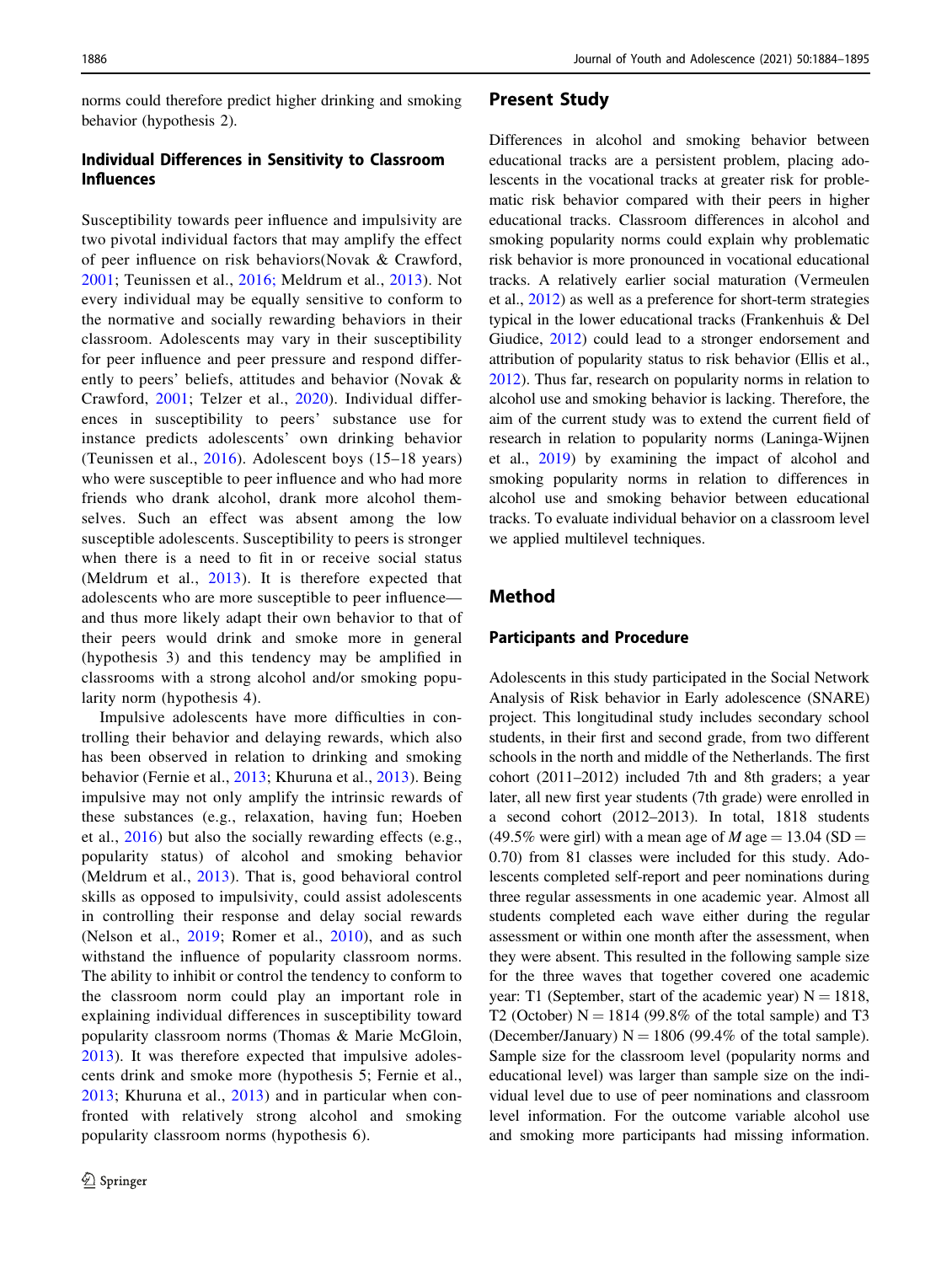norms could therefore predict higher drinking and smoking behavior (hypothesis 2).

### Individual Differences in Sensitivity to Classroom Influences

Susceptibility towards peer influence and impulsivity are two pivotal individual factors that may amplify the effect of peer influence on risk behaviors(Novak & Crawford, 2001; Teunissen et al., 2016; Meldrum et al., 2013). Not every individual may be equally sensitive to conform to the normative and socially rewarding behaviors in their classroom. Adolescents may vary in their susceptibility for peer influence and peer pressure and respond differently to peers' beliefs, attitudes and behavior (Novak & Crawford, 2001; Telzer et al., 2020). Individual differences in susceptibility to peers' substance use for instance predicts adolescents' own drinking behavior (Teunissen et al., 2016). Adolescent boys (15–18 years) who were susceptible to peer influence and who had more friends who drank alcohol, drank more alcohol themselves. Such an effect was absent among the low susceptible adolescents. Susceptibility to peers is stronger when there is a need to fit in or receive social status (Meldrum et al., 2013). It is therefore expected that adolescents who are more susceptible to peer influence—and thus more likely adapt their own behavior to that of their peers would drink and smoke more in general (hypothesis 3) and this tendency may be amplified in classrooms with a strong alcohol and/or smoking popularity norm (hypothesis 4).

Impulsive adolescents have more difficulties in controlling their behavior and delaying rewards, which also has been observed in relation to drinking and smoking behavior (Fernie et al., 2013; Khuruna et al., 2013). Being impulsive may not only amplify the intrinsic rewards of these substances (e.g., relaxation, having fun; Hoeben et al., 2016) but also the socially rewarding effects (e.g., popularity status) of alcohol and smoking behavior (Meldrum et al., 2013). That is, good behavioral control skills as opposed to impulsivity, could assist adolescents in controlling their response and delay social rewards (Nelson et al., 2019; Romer et al., 2010), and as such withstand the influence of popularity classroom norms. The ability to inhibit or control the tendency to conform to the classroom norm could play an important role in explaining individual differences in susceptibility toward popularity classroom norms (Thomas & Marie McGloin, 2013). It was therefore expected that impulsive adolescents drink and smoke more (hypothesis 5; Fernie et al., 2013; Khuruna et al., 2013) and in particular when confronted with relatively strong alcohol and smoking popularity classroom norms (hypothesis 6).

## Present Study

Differences in alcohol and smoking behavior between educational tracks are a persistent problem, placing adolescents in the vocational tracks at greater risk for problematic risk behavior compared with their peers in higher educational tracks. Classroom differences in alcohol and smoking popularity norms could explain why problematic risk behavior is more pronounced in vocational educational tracks. A relatively earlier social maturation (Vermeulen et al., 2012) as well as a preference for short-term strategies typical in the lower educational tracks (Frankenhuis & Del Giudice, 2012) could lead to a stronger endorsement and attribution of popularity status to risk behavior (Ellis et al., 2012). Thus far, research on popularity norms in relation to alcohol use and smoking behavior is lacking. Therefore, the aim of the current study was to extend the current field of research in relation to popularity norms (Laninga-Wijnen et al., 2019) by examining the impact of alcohol and smoking popularity norms in relation to differences in alcohol use and smoking behavior between educational tracks. To evaluate individual behavior on a classroom level we applied multilevel techniques.

## Method

### Participants and Procedure

Adolescents in this study participated in the Social Network Analysis of Risk behavior in Early adolescence (SNARE) project. This longitudinal study includes secondary school students, in their first and second grade, from two different schools in the north and middle of the Netherlands. The first cohort (2011–2012) included 7th and 8th graders; a year later, all new first year students (7th grade) were enrolled in a second cohort (2012–2013). In total, 1818 students (49.5% were girl) with a mean age of $M$ age = 13.04 (SD = 0.70) from 81 classes were included for this study. Adolescents completed self-report and peer nominations during three regular assessments in one academic year. Almost all students completed each wave either during the regular assessment or within one month after the assessment, when they were absent. This resulted in the following sample size for the three waves that together covered one academic year: T1 (September, start of the academic year) N = 1818, T2 (October) N = 1814 (99.8% of the total sample) and T3 (December/January) N = 1806 (99.4% of the total sample). Sample size for the classroom level (popularity norms and educational level) was larger than sample size on the individual level due to use of peer nominations and classroom level information. For the outcome variable alcohol use and smoking more participants had missing information.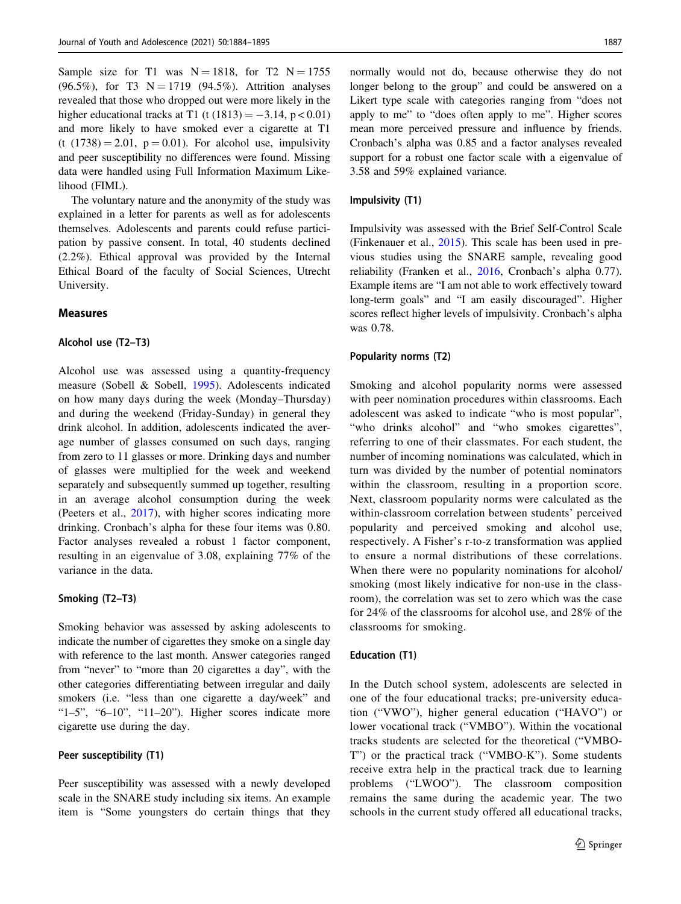Sample size for T1 was N = 1818, for T2 N = 1755 (96.5%), for T3 N = 1719 (94.5%). Attrition analyses revealed that those who dropped out were more likely in the higher educational tracks at T1 ($t\ (1813) = -3.14$, $p < 0.01$) and more likely to have smoked ever a cigarette at T1 ($t\ (1738) = 2.01$, $p = 0.01$). For alcohol use, impulsivity and peer susceptibility no differences were found. Missing data were handled using Full Information Maximum Likelihood (FIML).

The voluntary nature and the anonymity of the study was explained in a letter for parents as well as for adolescents themselves. Adolescents and parents could refuse participation by passive consent. In total, 40 students declined (2.2%). Ethical approval was provided by the Internal Ethical Board of the faculty of Social Sciences, Utrecht University.

## Measures

### Alcohol use (T2–T3)

Alcohol use was assessed using a quantity-frequency measure (Sobell & Sobell, 1995). Adolescents indicated on how many days during the week (Monday–Thursday) and during the weekend (Friday-Sunday) in general they drink alcohol. In addition, adolescents indicated the average number of glasses consumed on such days, ranging from zero to 11 glasses or more. Drinking days and number of glasses were multiplied for the week and weekend separately and subsequently summed up together, resulting in an average alcohol consumption during the week (Peeters et al., 2017), with higher scores indicating more drinking. Cronbach's alpha for these four items was 0.80. Factor analyses revealed a robust 1 factor component, resulting in an eigenvalue of 3.08, explaining 77% of the variance in the data.

### Smoking (T2–T3)

Smoking behavior was assessed by asking adolescents to indicate the number of cigarettes they smoke on a single day with reference to the last month. Answer categories ranged from "never" to "more than 20 cigarettes a day", with the other categories differentiating between irregular and daily smokers (i.e. "less than one cigarette a day/week" and "1–5", "6–10", "11–20"). Higher scores indicate more cigarette use during the day.

### Peer susceptibility (T1)

Peer susceptibility was assessed with a newly developed scale in the SNARE study including six items. An example item is "Some youngsters do certain things that they normally would not do, because otherwise they do not longer belong to the group" and could be answered on a Likert type scale with categories ranging from "does not apply to me" to "does often apply to me". Higher scores mean more perceived pressure and influence by friends. Cronbach's alpha was 0.85 and a factor analyses revealed support for a robust one factor scale with a eigenvalue of 3.58 and 59% explained variance.

### Impulsivity (T1)

Impulsivity was assessed with the Brief Self-Control Scale (Finkenauer et al., 2015). This scale has been used in previous studies using the SNARE sample, revealing good reliability (Franken et al., 2016, Cronbach's alpha 0.77). Example items are "I am not able to work effectively toward long-term goals" and "I am easily discouraged". Higher scores reflect higher levels of impulsivity. Cronbach's alpha was 0.78.

### Popularity norms (T2)

Smoking and alcohol popularity norms were assessed with peer nomination procedures within classrooms. Each adolescent was asked to indicate "who is most popular", "who drinks alcohol" and "who smokes cigarettes", referring to one of their classmates. For each student, the number of incoming nominations was calculated, which in turn was divided by the number of potential nominators within the classroom, resulting in a proportion score. Next, classroom popularity norms were calculated as the within-classroom correlation between students' perceived popularity and perceived smoking and alcohol use, respectively. A Fisher's r-to-z transformation was applied to ensure a normal distributions of these correlations. When there were no popularity nominations for alcohol/smoking (most likely indicative for non-use in the classroom), the correlation was set to zero which was the case for 24% of the classrooms for alcohol use, and 28% of the classrooms for smoking.

### Education (T1)

In the Dutch school system, adolescents are selected in one of the four educational tracks; pre-university education ("VWO"), higher general education ("HAVO") or lower vocational track ("VMBO"). Within the vocational tracks students are selected for the theoretical ("VMBO-T") or the practical track ("VMBO-K"). Some students receive extra help in the practical track due to learning problems ("LWOO"). The classroom composition remains the same during the academic year. The two schools in the current study offered all educational tracks,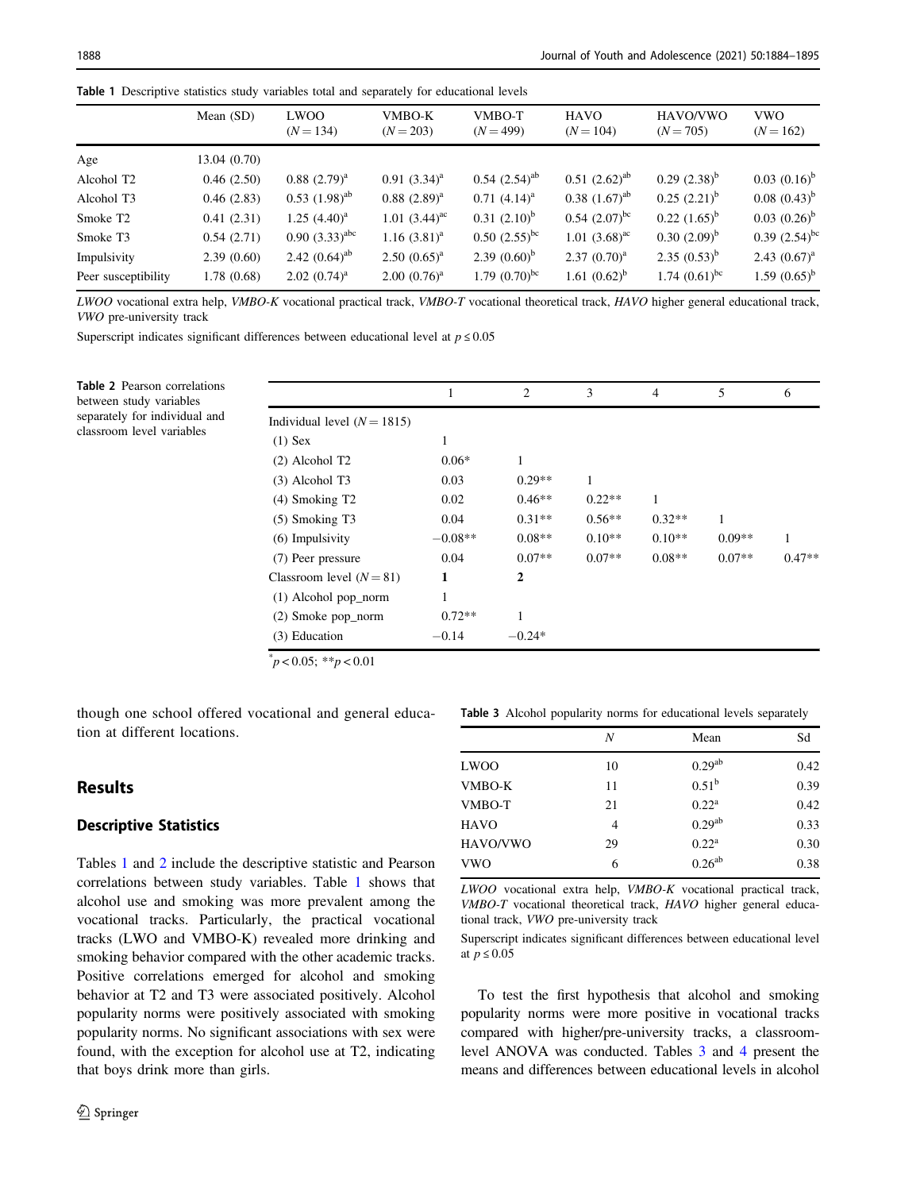**Table 1** Descriptive statistics study variables total and separately for educational levels

| | Mean (SD) | LWOO ($N = 134$) | VMBO-K ($N = 203$) | VMBO-T ($N = 499$) | HAVO ($N = 104$) | HAVO/VWO ($N = 705$) | VWO ($N = 162$) |
|---|---|---|---|---|---|---|---|
| Age | 13.04 (0.70) | | | | | | |
| Alcohol T2 | 0.46 (2.50) | 0.88 (2.79)[a] | 0.91 (3.34)[a] | 0.54 (2.54)[ab] | 0.51 (2.62)[ab] | 0.29 (2.38)[b] | 0.03 (0.16)[b] |
| Alcohol T3 | 0.46 (2.83) | 0.53 (1.98)[ab] | 0.88 (2.89)[a] | 0.71 (4.14)[a] | 0.38 (1.67)[ab] | 0.25 (2.21)[b] | 0.08 (0.43)[b] |
| Smoke T2 | 0.41 (2.31) | 1.25 (4.40)[a] | 1.01 (3.44)[ac] | 0.31 (2.10)[b] | 0.54 (2.07)[bc] | 0.22 (1.65)[b] | 0.03 (0.26)[b] |
| Smoke T3 | 0.54 (2.71) | 0.90 (3.33)[abc] | 1.16 (3.81)[a] | 0.50 (2.55)[bc] | 1.01 (3.68)[ac] | 0.30 (2.09)[b] | 0.39 (2.54)[bc] |
| Impulsivity | 2.39 (0.60) | 2.42 (0.64)[ab] | 2.50 (0.65)[a] | 2.39 (0.60)[b] | 2.37 (0.70)[a] | 2.35 (0.53)[b] | 2.43 (0.67)[a] |
| Peer susceptibility | 1.78 (0.68) | 2.02 (0.74)[a] | 2.00 (0.76)[a] | 1.79 (0.70)[bc] | 1.61 (0.62)[b] | 1.74 (0.61)[bc] | 1.59 (0.65)[b] |

*LWOO* vocational extra help, *VMBO-K* vocational practical track, *VMBO-T* vocational theoretical track, *HAVO* higher general educational track, *VWO* pre-university track

Superscript indicates significant differences between educational level at $p \leq 0.05$

**Table 2** Pearson correlations between study variables separately for individual and classroom level variables

| | 1 | 2 | 3 | 4 | 5 | 6 |
|---|---|---|---|---|---|---|
| Individual level ($N = 1815$) | | | | | | |
| (1) Sex | 1 | | | | | |
| (2) Alcohol T2 | 0.06* | 1 | | | | |
| (3) Alcohol T3 | 0.03 | 0.29** | 1 | | | |
| (4) Smoking T2 | 0.02 | 0.46** | 0.22** | 1 | | |
| (5) Smoking T3 | 0.04 | 0.31** | 0.56** | 0.32** | 1 | |
| (6) Impulsivity | −0.08** | 0.08** | 0.10** | 0.10** | 0.09** | 1 |
| (7) Peer pressure | 0.04 | 0.07** | 0.07** | 0.08** | 0.07** | 0.47** |
| Classroom level ($N = 81$) | **1** | **2** | | | | |
| (1) Alcohol pop_norm | 1 | | | | | |
| (2) Smoke pop_norm | 0.72** | 1 | | | | |
| (3) Education | −0.14 | −0.24* | | | | |

$^{*}p < 0.05$; $^{**}p < 0.01$

though one school offered vocational and general education at different locations.

## Results

### Descriptive Statistics

Tables 1 and 2 include the descriptive statistic and Pearson correlations between study variables. Table 1 shows that alcohol use and smoking was more prevalent among the vocational tracks. Particularly, the practical vocational tracks (LWO and VMBO-K) revealed more drinking and smoking behavior compared with the other academic tracks. Positive correlations emerged for alcohol and smoking behavior at T2 and T3 were associated positively. Alcohol popularity norms were positively associated with smoking popularity norms. No significant associations with sex were found, with the exception for alcohol use at T2, indicating that boys drink more than girls.

**Table 3** Alcohol popularity norms for educational levels separately

| | N | Mean | Sd |
|---|---|---|---|
| LWOO | 10 | 0.29[ab] | 0.42 |
| VMBO-K | 11 | 0.51[b] | 0.39 |
| VMBO-T | 21 | 0.22[a] | 0.42 |
| HAVO | 4 | 0.29[ab] | 0.33 |
| HAVO/VWO | 29 | 0.22[a] | 0.30 |
| VWO | 6 | 0.26[ab] | 0.38 |

*LWOO* vocational extra help, *VMBO-K* vocational practical track, *VMBO-T* vocational theoretical track, *HAVO* higher general educational track, *VWO* pre-university track

Superscript indicates significant differences between educational level at $p \leq 0.05$

To test the first hypothesis that alcohol and smoking popularity norms were more positive in vocational tracks compared with higher/pre-university tracks, a classroom-level ANOVA was conducted. Tables 3 and 4 present the means and differences between educational levels in alcohol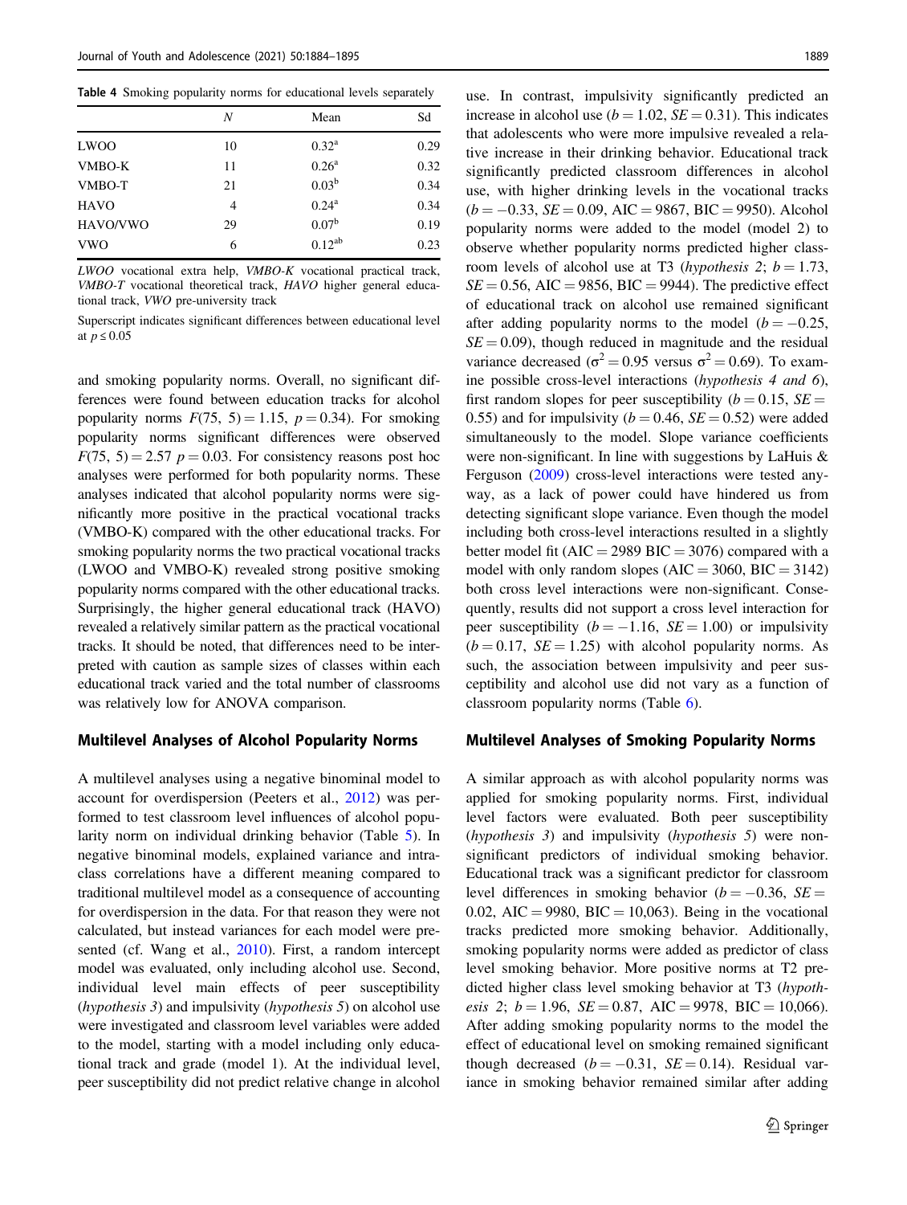**Table 4** Smoking popularity norms for educational levels separately

| | $N$ | Mean | Sd |
|---|---|---|---|
| LWOO | 10 | $0.32^{a}$ | 0.29 |
| VMBO-K | 11 | $0.26^{a}$ | 0.32 |
| VMBO-T | 21 | $0.03^{b}$ | 0.34 |
| HAVO | 4 | $0.24^{a}$ | 0.34 |
| HAVO/VWO | 29 | $0.07^{b}$ | 0.19 |
| VWO | 6 | $0.12^{ab}$ | 0.23 |

*LWOO* vocational extra help, *VMBO-K* vocational practical track, *VMBO-T* vocational theoretical track, *HAVO* higher general educational track, *VWO* pre-university track

Superscript indicates significant differences between educational level at $p \leq 0.05$

and smoking popularity norms. Overall, no significant differences were found between education tracks for alcohol popularity norms $F(75, 5) = 1.15$, $p = 0.34$). For smoking popularity norms significant differences were observed $F(75, 5) = 2.57$ $p = 0.03$. For consistency reasons post hoc analyses were performed for both popularity norms. These analyses indicated that alcohol popularity norms were significantly more positive in the practical vocational tracks (VMBO-K) compared with the other educational tracks. For smoking popularity norms the two practical vocational tracks (LWOO and VMBO-K) revealed strong positive smoking popularity norms compared with the other educational tracks. Surprisingly, the higher general educational track (HAVO) revealed a relatively similar pattern as the practical vocational tracks. It should be noted, that differences need to be interpreted with caution as sample sizes of classes within each educational track varied and the total number of classrooms was relatively low for ANOVA comparison.

## Multilevel Analyses of Alcohol Popularity Norms

A multilevel analyses using a negative binominal model to account for overdispersion (Peeters et al., 2012) was performed to test classroom level influences of alcohol popularity norm on individual drinking behavior (Table 5). In negative binominal models, explained variance and intraclass correlations have a different meaning compared to traditional multilevel model as a consequence of accounting for overdispersion in the data. For that reason they were not calculated, but instead variances for each model were presented (cf. Wang et al., 2010). First, a random intercept model was evaluated, only including alcohol use. Second, individual level main effects of peer susceptibility (*hypothesis 3*) and impulsivity (*hypothesis 5*) on alcohol use were investigated and classroom level variables were added to the model, starting with a model including only educational track and grade (model 1). At the individual level, peer susceptibility did not predict relative change in alcohol use. In contrast, impulsivity significantly predicted an increase in alcohol use ($b = 1.02$, $SE = 0.31$). This indicates that adolescents who were more impulsive revealed a relative increase in their drinking behavior. Educational track significantly predicted classroom differences in alcohol use, with higher drinking levels in the vocational tracks ($b = -0.33$, $SE = 0.09$, AIC = 9867, BIC = 9950). Alcohol popularity norms were added to the model (model 2) to observe whether popularity norms predicted higher classroom levels of alcohol use at T3 (*hypothesis 2*; $b = 1.73$, $SE = 0.56$, AIC = 9856, BIC = 9944). The predictive effect of educational track on alcohol use remained significant after adding popularity norms to the model ($b = -0.25$, $SE = 0.09$), though reduced in magnitude and the residual variance decreased ($\sigma^2 = 0.95$ versus $\sigma^2 = 0.69$). To examine possible cross-level interactions (*hypothesis 4 and 6*), first random slopes for peer susceptibility ($b = 0.15$, $SE = 0.55$) and for impulsivity ($b = 0.46$, $SE = 0.52$) were added simultaneously to the model. Slope variance coefficients were non-significant. In line with suggestions by LaHuis & Ferguson (2009) cross-level interactions were tested anyway, as a lack of power could have hindered us from detecting significant slope variance. Even though the model including both cross-level interactions resulted in a slightly better model fit (AIC = 2989 BIC = 3076) compared with a model with only random slopes (AIC = 3060, BIC = 3142) both cross level interactions were non-significant. Consequently, results did not support a cross level interaction for peer susceptibility ($b = -1.16$, $SE = 1.00$) or impulsivity ($b = 0.17$, $SE = 1.25$) with alcohol popularity norms. As such, the association between impulsivity and peer susceptibility and alcohol use did not vary as a function of classroom popularity norms (Table 6).

## Multilevel Analyses of Smoking Popularity Norms

A similar approach as with alcohol popularity norms was applied for smoking popularity norms. First, individual level factors were evaluated. Both peer susceptibility (*hypothesis 3*) and impulsivity (*hypothesis 5*) were nonsignificant predictors of individual smoking behavior. Educational track was a significant predictor for classroom level differences in smoking behavior ($b = -0.36$, $SE = 0.02$, AIC = 9980, BIC = 10,063). Being in the vocational tracks predicted more smoking behavior. Additionally, smoking popularity norms were added as predictor of class level smoking behavior. More positive norms at T2 predicted higher class level smoking behavior at T3 (*hypothesis 2*; $b = 1.96$, $SE = 0.87$, AIC = 9978, BIC = 10,066). After adding smoking popularity norms to the model the effect of educational level on smoking remained significant though decreased ($b = -0.31$, $SE = 0.14$). Residual variance in smoking behavior remained similar after adding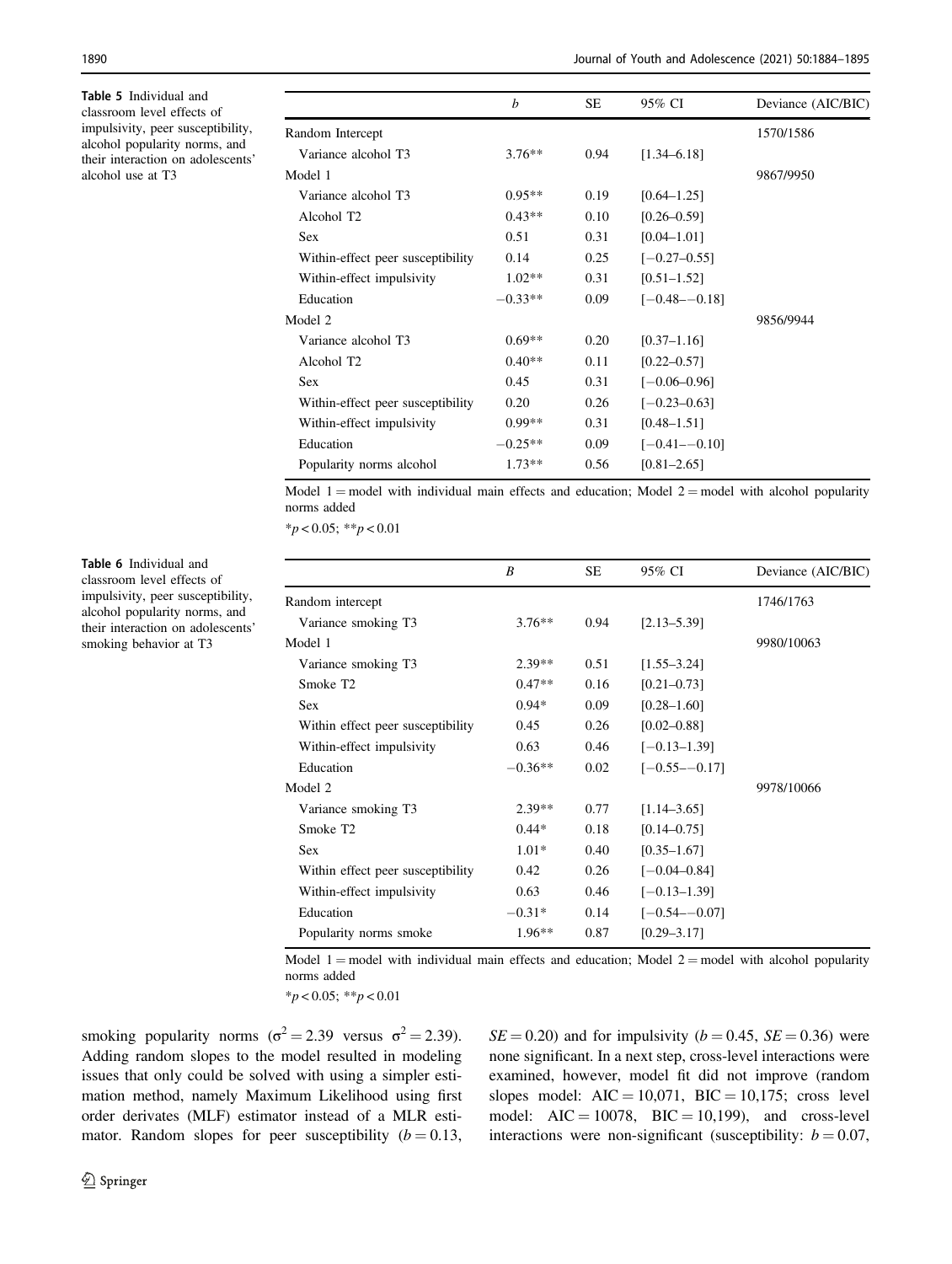**Table 5** Individual and classroom level effects of impulsivity, peer susceptibility, alcohol popularity norms, and their interaction on adolescents' alcohol use at T3

| | *b* | SE | 95% CI | Deviance (AIC/BIC) |
|---|---|---|---|---|
| Random Intercept | | | | 1570/1586 |
| Variance alcohol T3 | 3.76** | 0.94 | [1.34–6.18] | |
| Model 1 | | | | 9867/9950 |
| Variance alcohol T3 | 0.95** | 0.19 | [0.64–1.25] | |
| Alcohol T2 | 0.43** | 0.10 | [0.26–0.59] | |
| Sex | 0.51 | 0.31 | [0.04–1.01] | |
| Within-effect peer susceptibility | 0.14 | 0.25 | [−0.27–0.55] | |
| Within-effect impulsivity | 1.02** | 0.31 | [0.51–1.52] | |
| Education | −0.33** | 0.09 | [−0.48–−0.18] | |
| Model 2 | | | | 9856/9944 |
| Variance alcohol T3 | 0.69** | 0.20 | [0.37–1.16] | |
| Alcohol T2 | 0.40** | 0.11 | [0.22–0.57] | |
| Sex | 0.45 | 0.31 | [−0.06–0.96] | |
| Within-effect peer susceptibility | 0.20 | 0.26 | [−0.23–0.63] | |
| Within-effect impulsivity | 0.99** | 0.31 | [0.48–1.51] | |
| Education | −0.25** | 0.09 | [−0.41–−0.10] | |
| Popularity norms alcohol | 1.73** | 0.56 | [0.81–2.65] | |

Model 1 = model with individual main effects and education; Model 2 = model with alcohol popularity norms added

*$p < 0.05$; **$p < 0.01$

**Table 6** Individual and classroom level effects of impulsivity, peer susceptibility, alcohol popularity norms, and their interaction on adolescents' smoking behavior at T3

| | *B* | SE | 95% CI | Deviance (AIC/BIC) |
|---|---|---|---|---|
| Random intercept | | | | 1746/1763 |
| Variance smoking T3 | 3.76** | 0.94 | [2.13–5.39] | |
| Model 1 | | | | 9980/10063 |
| Variance smoking T3 | 2.39** | 0.51 | [1.55–3.24] | |
| Smoke T2 | 0.47** | 0.16 | [0.21–0.73] | |
| Sex | 0.94* | 0.09 | [0.28–1.60] | |
| Within effect peer susceptibility | 0.45 | 0.26 | [0.02–0.88] | |
| Within-effect impulsivity | 0.63 | 0.46 | [−0.13–1.39] | |
| Education | −0.36** | 0.02 | [−0.55–−0.17] | |
| Model 2 | | | | 9978/10066 |
| Variance smoking T3 | 2.39** | 0.77 | [1.14–3.65] | |
| Smoke T2 | 0.44* | 0.18 | [0.14–0.75] | |
| Sex | 1.01* | 0.40 | [0.35–1.67] | |
| Within effect peer susceptibility | 0.42 | 0.26 | [−0.04–0.84] | |
| Within-effect impulsivity | 0.63 | 0.46 | [−0.13–1.39] | |
| Education | −0.31* | 0.14 | [−0.54–−0.07] | |
| Popularity norms smoke | 1.96** | 0.87 | [0.29–3.17] | |

Model 1 = model with individual main effects and education; Model 2 = model with alcohol popularity norms added

*$p < 0.05$; **$p < 0.01$

smoking popularity norms ($\sigma^2 = 2.39$ versus $\sigma^2 = 2.39$). Adding random slopes to the model resulted in modeling issues that only could be solved with using a simpler estimation method, namely Maximum Likelihood using first order derivates (MLF) estimator instead of a MLR estimator. Random slopes for peer susceptibility ($b = 0.13$, $SE = 0.20$) and for impulsivity ($b = 0.45$, $SE = 0.36$) were none significant. In a next step, cross-level interactions were examined, however, model fit did not improve (random slopes model: AIC = 10,071, BIC = 10,175; cross level model: AIC = 10078, BIC = 10,199), and cross-level interactions were non-significant (susceptibility: $b = 0.07$,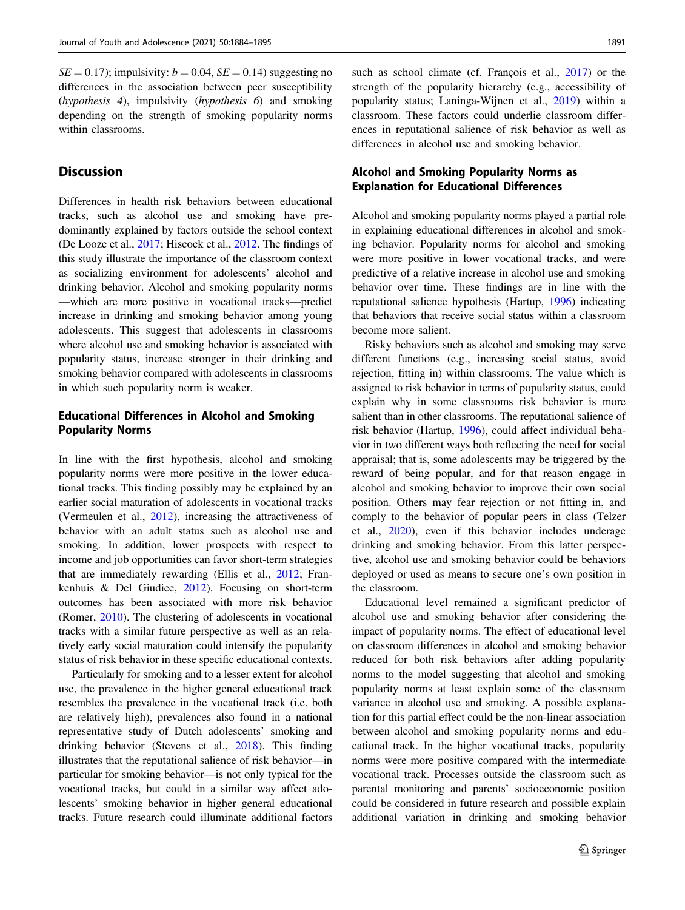$SE = 0.17$); impulsivity: $b = 0.04$, $SE = 0.14$) suggesting no differences in the association between peer susceptibility (*hypothesis 4*), impulsivity (*hypothesis 6*) and smoking depending on the strength of smoking popularity norms within classrooms.

## Discussion

Differences in health risk behaviors between educational tracks, such as alcohol use and smoking have predominantly explained by factors outside the school context (De Looze et al., 2017; Hiscock et al., 2012. The findings of this study illustrate the importance of the classroom context as socializing environment for adolescents' alcohol and drinking behavior. Alcohol and smoking popularity norms —which are more positive in vocational tracks—predict increase in drinking and smoking behavior among young adolescents. This suggest that adolescents in classrooms where alcohol use and smoking behavior is associated with popularity status, increase stronger in their drinking and smoking behavior compared with adolescents in classrooms in which such popularity norm is weaker.

### Educational Differences in Alcohol and Smoking Popularity Norms

In line with the first hypothesis, alcohol and smoking popularity norms were more positive in the lower educational tracks. This finding possibly may be explained by an earlier social maturation of adolescents in vocational tracks (Vermeulen et al., 2012), increasing the attractiveness of behavior with an adult status such as alcohol use and smoking. In addition, lower prospects with respect to income and job opportunities can favor short-term strategies that are immediately rewarding (Ellis et al., 2012; Frankenhuis & Del Giudice, 2012). Focusing on short-term outcomes has been associated with more risk behavior (Romer, 2010). The clustering of adolescents in vocational tracks with a similar future perspective as well as a relatively early social maturation could intensify the popularity status of risk behavior in these specific educational contexts.

Particularly for smoking and to a lesser extent for alcohol use, the prevalence in the higher general educational track resembles the prevalence in the vocational track (i.e. both are relatively high), prevalences also found in a national representative study of Dutch adolescents' smoking and drinking behavior (Stevens et al., 2018). This finding illustrates that the reputational salience of risk behavior—in particular for smoking behavior—is not only typical for the vocational tracks, but could in a similar way affect adolescents' smoking behavior in higher general educational tracks. Future research could illuminate additional factors such as school climate (cf. François et al., 2017) or the strength of the popularity hierarchy (e.g., accessibility of popularity status; Laninga-Wijnen et al., 2019) within a classroom. These factors could underlie classroom differences in reputational salience of risk behavior as well as differences in alcohol use and smoking behavior.

### Alcohol and Smoking Popularity Norms as Explanation for Educational Differences

Alcohol and smoking popularity norms played a partial role in explaining educational differences in alcohol and smoking behavior. Popularity norms for alcohol and smoking were more positive in lower vocational tracks, and were predictive of a relative increase in alcohol use and smoking behavior over time. These findings are in line with the reputational salience hypothesis (Hartup, 1996) indicating that behaviors that receive social status within a classroom become more salient.

Risky behaviors such as alcohol and smoking may serve different functions (e.g., increasing social status, avoid rejection, fitting in) within classrooms. The value which is assigned to risk behavior in terms of popularity status, could explain why in some classrooms risk behavior is more salient than in other classrooms. The reputational salience of risk behavior (Hartup, 1996), could affect individual behavior in two different ways both reflecting the need for social appraisal; that is, some adolescents may be triggered by the reward of being popular, and for that reason engage in alcohol and smoking behavior to improve their own social position. Others may fear rejection or not fitting in, and comply to the behavior of popular peers in class (Telzer et al., 2020), even if this behavior includes underage drinking and smoking behavior. From this latter perspective, alcohol use and smoking behavior could be behaviors deployed or used as means to secure one's own position in the classroom.

Educational level remained a significant predictor of alcohol use and smoking behavior after considering the impact of popularity norms. The effect of educational level on classroom differences in alcohol and smoking behavior reduced for both risk behaviors after adding popularity norms to the model suggesting that alcohol and smoking popularity norms at least explain some of the classroom variance in alcohol use and smoking. A possible explanation for this partial effect could be the non-linear association between alcohol and smoking popularity norms and educational track. In the higher vocational tracks, popularity norms were more positive compared with the intermediate vocational track. Processes outside the classroom such as parental monitoring and parents' socioeconomic position could be considered in future research and possible explain additional variation in drinking and smoking behavior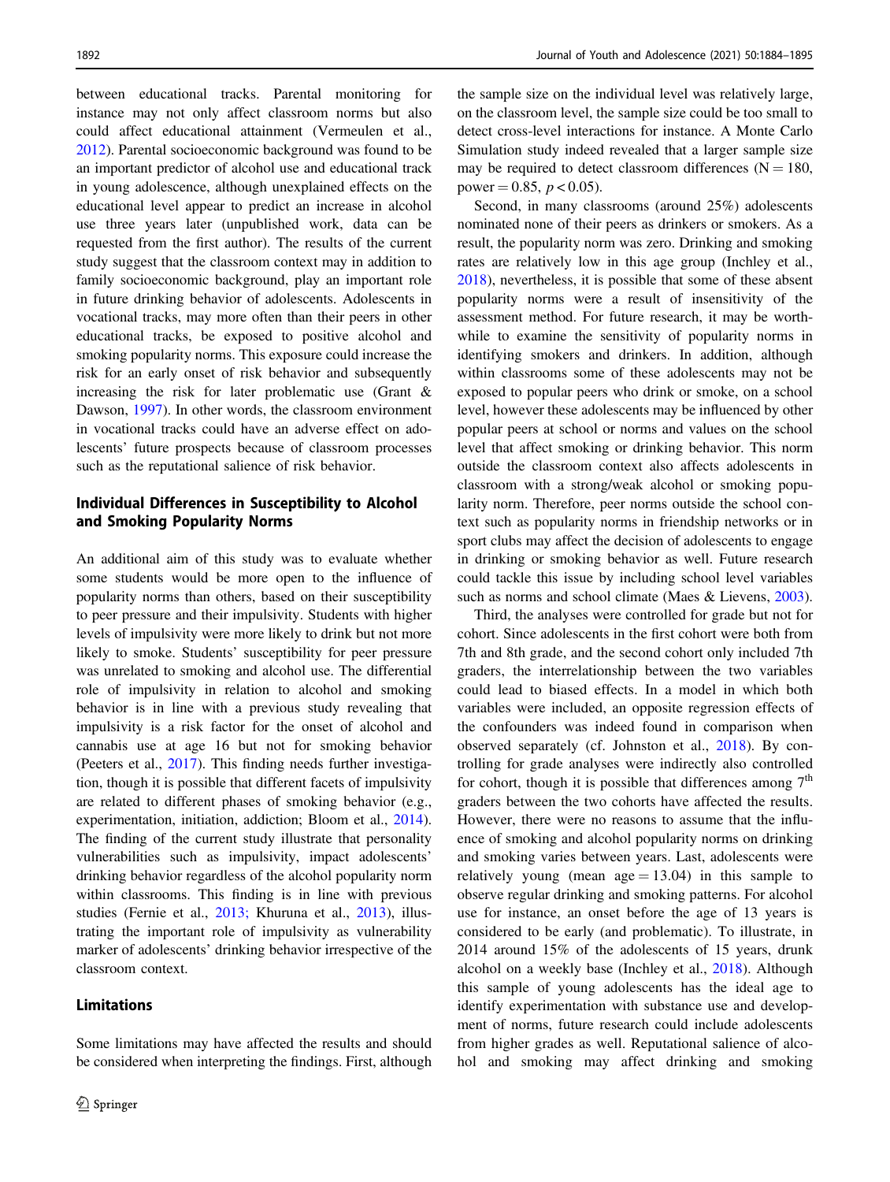between educational tracks. Parental monitoring for instance may not only affect classroom norms but also could affect educational attainment (Vermeulen et al., 2012). Parental socioeconomic background was found to be an important predictor of alcohol use and educational track in young adolescence, although unexplained effects on the educational level appear to predict an increase in alcohol use three years later (unpublished work, data can be requested from the first author). The results of the current study suggest that the classroom context may in addition to family socioeconomic background, play an important role in future drinking behavior of adolescents. Adolescents in vocational tracks, may more often than their peers in other educational tracks, be exposed to positive alcohol and smoking popularity norms. This exposure could increase the risk for an early onset of risk behavior and subsequently increasing the risk for later problematic use (Grant & Dawson, 1997). In other words, the classroom environment in vocational tracks could have an adverse effect on adolescents' future prospects because of classroom processes such as the reputational salience of risk behavior.

## Individual Differences in Susceptibility to Alcohol and Smoking Popularity Norms

An additional aim of this study was to evaluate whether some students would be more open to the influence of popularity norms than others, based on their susceptibility to peer pressure and their impulsivity. Students with higher levels of impulsivity were more likely to drink but not more likely to smoke. Students' susceptibility for peer pressure was unrelated to smoking and alcohol use. The differential role of impulsivity in relation to alcohol and smoking behavior is in line with a previous study revealing that impulsivity is a risk factor for the onset of alcohol and cannabis use at age 16 but not for smoking behavior (Peeters et al., 2017). This finding needs further investigation, though it is possible that different facets of impulsivity are related to different phases of smoking behavior (e.g., experimentation, initiation, addiction; Bloom et al., 2014). The finding of the current study illustrate that personality vulnerabilities such as impulsivity, impact adolescents' drinking behavior regardless of the alcohol popularity norm within classrooms. This finding is in line with previous studies (Fernie et al., 2013; Khuruna et al., 2013), illustrating the important role of impulsivity as vulnerability marker of adolescents' drinking behavior irrespective of the classroom context.

## Limitations

Some limitations may have affected the results and should be considered when interpreting the findings. First, although the sample size on the individual level was relatively large, on the classroom level, the sample size could be too small to detect cross-level interactions for instance. A Monte Carlo Simulation study indeed revealed that a larger sample size may be required to detect classroom differences ($N = 180$, power $= 0.85$, $p < 0.05$).

Second, in many classrooms (around 25%) adolescents nominated none of their peers as drinkers or smokers. As a result, the popularity norm was zero. Drinking and smoking rates are relatively low in this age group (Inchley et al., 2018), nevertheless, it is possible that some of these absent popularity norms were a result of insensitivity of the assessment method. For future research, it may be worthwhile to examine the sensitivity of popularity norms in identifying smokers and drinkers. In addition, although within classrooms some of these adolescents may not be exposed to popular peers who drink or smoke, on a school level, however these adolescents may be influenced by other popular peers at school or norms and values on the school level that affect smoking or drinking behavior. This norm outside the classroom context also affects adolescents in classroom with a strong/weak alcohol or smoking popularity norm. Therefore, peer norms outside the school context such as popularity norms in friendship networks or in sport clubs may affect the decision of adolescents to engage in drinking or smoking behavior as well. Future research could tackle this issue by including school level variables such as norms and school climate (Maes & Lievens, 2003).

Third, the analyses were controlled for grade but not for cohort. Since adolescents in the first cohort were both from 7th and 8th grade, and the second cohort only included 7th graders, the interrelationship between the two variables could lead to biased effects. In a model in which both variables were included, an opposite regression effects of the confounders was indeed found in comparison when observed separately (cf. Johnston et al., 2018). By controlling for grade analyses were indirectly also controlled for cohort, though it is possible that differences among 7th graders between the two cohorts have affected the results. However, there were no reasons to assume that the influence of smoking and alcohol popularity norms on drinking and smoking varies between years. Last, adolescents were relatively young (mean age $= 13.04$) in this sample to observe regular drinking and smoking patterns. For alcohol use for instance, an onset before the age of 13 years is considered to be early (and problematic). To illustrate, in 2014 around 15% of the adolescents of 15 years, drunk alcohol on a weekly base (Inchley et al., 2018). Although this sample of young adolescents has the ideal age to identify experimentation with substance use and development of norms, future research could include adolescents from higher grades as well. Reputational salience of alcohol and smoking may affect drinking and smoking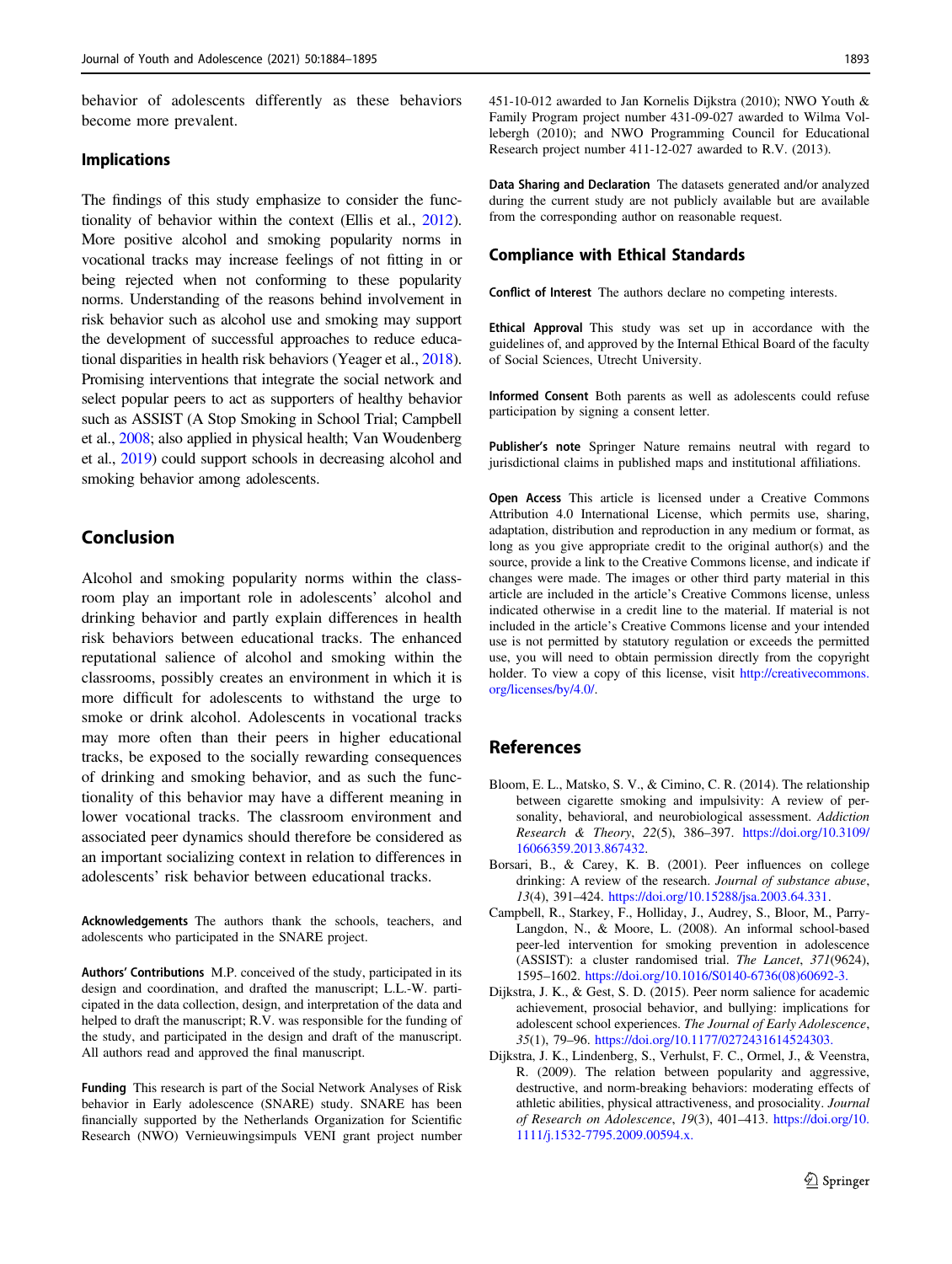behavior of adolescents differently as these behaviors become more prevalent.

### Implications

The findings of this study emphasize to consider the functionality of behavior within the context (Ellis et al., 2012). More positive alcohol and smoking popularity norms in vocational tracks may increase feelings of not fitting in or being rejected when not conforming to these popularity norms. Understanding of the reasons behind involvement in risk behavior such as alcohol use and smoking may support the development of successful approaches to reduce educational disparities in health risk behaviors (Yeager et al., 2018). Promising interventions that integrate the social network and select popular peers to act as supporters of healthy behavior such as ASSIST (A Stop Smoking in School Trial; Campbell et al., 2008; also applied in physical health; Van Woudenberg et al., 2019) could support schools in decreasing alcohol and smoking behavior among adolescents.

## Conclusion

Alcohol and smoking popularity norms within the classroom play an important role in adolescents' alcohol and drinking behavior and partly explain differences in health risk behaviors between educational tracks. The enhanced reputational salience of alcohol and smoking within the classrooms, possibly creates an environment in which it is more difficult for adolescents to withstand the urge to smoke or drink alcohol. Adolescents in vocational tracks may more often than their peers in higher educational tracks, be exposed to the socially rewarding consequences of drinking and smoking behavior, and as such the functionality of this behavior may have a different meaning in lower vocational tracks. The classroom environment and associated peer dynamics should therefore be considered as an important socializing context in relation to differences in adolescents' risk behavior between educational tracks.

**Acknowledgements** The authors thank the schools, teachers, and adolescents who participated in the SNARE project.

**Authors' Contributions** M.P. conceived of the study, participated in its design and coordination, and drafted the manuscript; L.L.-W. participated in the data collection, design, and interpretation of the data and helped to draft the manuscript; R.V. was responsible for the funding of the study, and participated in the design and draft of the manuscript. All authors read and approved the final manuscript.

**Funding** This research is part of the Social Network Analyses of Risk behavior in Early adolescence (SNARE) study. SNARE has been financially supported by the Netherlands Organization for Scientific Research (NWO) Vernieuwingsimpuls VENI grant project number 451-10-012 awarded to Jan Kornelis Dijkstra (2010); NWO Youth & Family Program project number 431-09-027 awarded to Wilma Vollebergh (2010); and NWO Programming Council for Educational Research project number 411-12-027 awarded to R.V. (2013).

**Data Sharing and Declaration** The datasets generated and/or analyzed during the current study are not publicly available but are available from the corresponding author on reasonable request.

## Compliance with Ethical Standards

**Conflict of Interest** The authors declare no competing interests.

**Ethical Approval** This study was set up in accordance with the guidelines of, and approved by the Internal Ethical Board of the faculty of Social Sciences, Utrecht University.

**Informed Consent** Both parents as well as adolescents could refuse participation by signing a consent letter.

**Publisher's note** Springer Nature remains neutral with regard to jurisdictional claims in published maps and institutional affiliations.

**Open Access** This article is licensed under a Creative Commons Attribution 4.0 International License, which permits use, sharing, adaptation, distribution and reproduction in any medium or format, as long as you give appropriate credit to the original author(s) and the source, provide a link to the Creative Commons license, and indicate if changes were made. The images or other third party material in this article are included in the article's Creative Commons license, unless indicated otherwise in a credit line to the material. If material is not included in the article's Creative Commons license and your intended use is not permitted by statutory regulation or exceeds the permitted use, you will need to obtain permission directly from the copyright holder. To view a copy of this license, visit http://creativecommons.org/licenses/by/4.0/.

## References

Bloom, E. L., Matsko, S. V., & Cimino, C. R. (2014). The relationship between cigarette smoking and impulsivity: A review of personality, behavioral, and neurobiological assessment. *Addiction Research & Theory*, *22*(5), 386–397. https://doi.org/10.3109/16066359.2013.867432.

Borsari, B., & Carey, K. B. (2001). Peer influences on college drinking: A review of the research. *Journal of substance abuse*, *13*(4), 391–424. https://doi.org/10.15288/jsa.2003.64.331.

Campbell, R., Starkey, F., Holliday, J., Audrey, S., Bloor, M., Parry-Langdon, N., & Moore, L. (2008). An informal school-based peer-led intervention for smoking prevention in adolescence (ASSIST): a cluster randomised trial. *The Lancet*, *371*(9624), 1595–1602. https://doi.org/10.1016/S0140-6736(08)60692-3.

Dijkstra, J. K., & Gest, S. D. (2015). Peer norm salience for academic achievement, prosocial behavior, and bullying: implications for adolescent school experiences. *The Journal of Early Adolescence*, *35*(1), 79–96. https://doi.org/10.1177/0272431614524303.

Dijkstra, J. K., Lindenberg, S., Verhulst, F. C., Ormel, J., & Veenstra, R. (2009). The relation between popularity and aggressive, destructive, and norm-breaking behaviors: moderating effects of athletic abilities, physical attractiveness, and prosociality. *Journal of Research on Adolescence*, *19*(3), 401–413. https://doi.org/10.1111/j.1532-7795.2009.00594.x.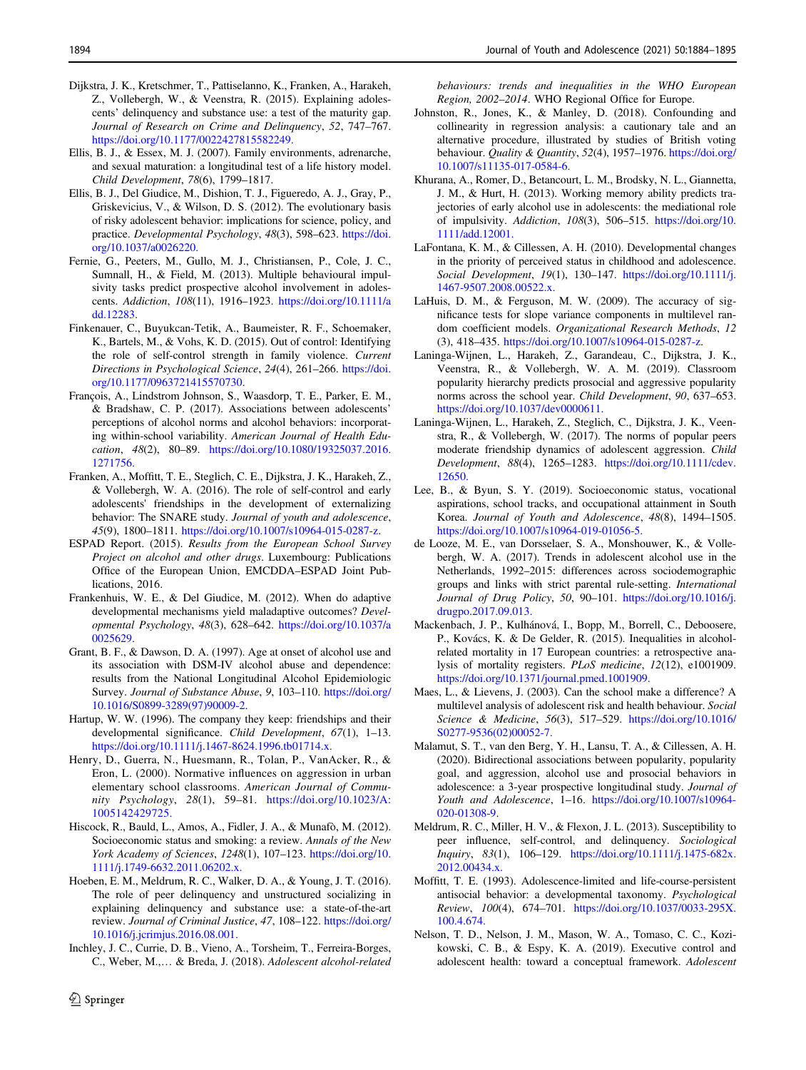Dijkstra, J. K., Kretschmer, T., Pattiselanno, K., Franken, A., Harakeh, Z., Vollebergh, W., & Veenstra, R. (2015). Explaining adolescents' delinquency and substance use: a test of the maturity gap. *Journal of Research on Crime and Delinquency*, *52*, 747–767. https://doi.org/10.1177/0022427815582249.

Ellis, B. J., & Essex, M. J. (2007). Family environments, adrenarche, and sexual maturation: a longitudinal test of a life history model. *Child Development*, *78*(6), 1799–1817.

Ellis, B. J., Del Giudice, M., Dishion, T. J., Figueredo, A. J., Gray, P., Griskevicius, V., & Wilson, D. S. (2012). The evolutionary basis of risky adolescent behavior: implications for science, policy, and practice. *Developmental Psychology*, *48*(3), 598–623. https://doi.org/10.1037/a0026220.

Fernie, G., Peeters, M., Gullo, M. J., Christiansen, P., Cole, J. C., Sumnall, H., & Field, M. (2013). Multiple behavioural impulsivity tasks predict prospective alcohol involvement in adolescents. *Addiction*, *108*(11), 1916–1923. https://doi.org/10.1111/add.12283.

Finkenauer, C., Buyukcan-Tetik, A., Baumeister, R. F., Schoemaker, K., Bartels, M., & Vohs, K. D. (2015). Out of control: Identifying the role of self-control strength in family violence. *Current Directions in Psychological Science*, *24*(4), 261–266. https://doi.org/10.1177/0963721415570730.

François, A., Lindstrom Johnson, S., Waasdorp, T. E., Parker, E. M., & Bradshaw, C. P. (2017). Associations between adolescents' perceptions of alcohol norms and alcohol behaviors: incorporating within-school variability. *American Journal of Health Education*, *48*(2), 80–89. https://doi.org/10.1080/19325037.2016.1271756.

Franken, A., Moffitt, T. E., Steglich, C. E., Dijkstra, J. K., Harakeh, Z., & Vollebergh, W. A. (2016). The role of self-control and early adolescents' friendships in the development of externalizing behavior: The SNARE study. *Journal of youth and adolescence*, *45*(9), 1800–1811. https://doi.org/10.1007/s10964-015-0287-z.

ESPAD Report. (2015). *Results from the European School Survey Project on alcohol and other drugs*. Luxembourg: Publications Office of the European Union, EMCDDA–ESPAD Joint Publications, 2016.

Frankenhuis, W. E., & Del Giudice, M. (2012). When do adaptive developmental mechanisms yield maladaptive outcomes? *Developmental Psychology*, *48*(3), 628–642. https://doi.org/10.1037/a0025629.

Grant, B. F., & Dawson, D. A. (1997). Age at onset of alcohol use and its association with DSM-IV alcohol abuse and dependence: results from the National Longitudinal Alcohol Epidemiologic Survey. *Journal of Substance Abuse*, *9*, 103–110. https://doi.org/10.1016/S0899-3289(97)90009-2.

Hartup, W. W. (1996). The company they keep: friendships and their developmental significance. *Child Development*, *67*(1), 1–13. https://doi.org/10.1111/j.1467-8624.1996.tb01714.x.

Henry, D., Guerra, N., Huesmann, R., Tolan, P., VanAcker, R., & Eron, L. (2000). Normative influences on aggression in urban elementary school classrooms. *American Journal of Community Psychology*, *28*(1), 59–81. https://doi.org/10.1023/A:1005142429725.

Hiscock, R., Bauld, L., Amos, A., Fidler, J. A., & Munafò, M. (2012). Socioeconomic status and smoking: a review. *Annals of the New York Academy of Sciences*, *1248*(1), 107–123. https://doi.org/10.1111/j.1749-6632.2011.06202.x.

Hoeben, E. M., Meldrum, R. C., Walker, D. A., & Young, J. T. (2016). The role of peer delinquency and unstructured socializing in explaining delinquency and substance use: a state-of-the-art review. *Journal of Criminal Justice*, *47*, 108–122. https://doi.org/10.1016/j.jcrimjus.2016.08.001.

Inchley, J. C., Currie, D. B., Vieno, A., Torsheim, T., Ferreira-Borges, C., Weber, M.,… & Breda, J. (2018). *Adolescent alcohol-related behaviours: trends and inequalities in the WHO European Region, 2002–2014*. WHO Regional Office for Europe.

Johnston, R., Jones, K., & Manley, D. (2018). Confounding and collinearity in regression analysis: a cautionary tale and an alternative procedure, illustrated by studies of British voting behaviour. *Quality & Quantity*, *52*(4), 1957–1976. https://doi.org/10.1007/s11135-017-0584-6.

Khurana, A., Romer, D., Betancourt, L. M., Brodsky, N. L., Giannetta, J. M., & Hurt, H. (2013). Working memory ability predicts trajectories of early alcohol use in adolescents: the mediational role of impulsivity. *Addiction*, *108*(3), 506–515. https://doi.org/10.1111/add.12001.

LaFontana, K. M., & Cillessen, A. H. (2010). Developmental changes in the priority of perceived status in childhood and adolescence. *Social Development*, *19*(1), 130–147. https://doi.org/10.1111/j.1467-9507.2008.00522.x.

LaHuis, D. M., & Ferguson, M. W. (2009). The accuracy of significance tests for slope variance components in multilevel random coefficient models. *Organizational Research Methods*, *12* (3), 418–435. https://doi.org/10.1007/s10964-015-0287-z.

Laninga-Wijnen, L., Harakeh, Z., Garandeau, C., Dijkstra, J. K., Veenstra, R., & Vollebergh, W. A. M. (2019). Classroom popularity hierarchy predicts prosocial and aggressive popularity norms across the school year. *Child Development*, *90*, 637–653. https://doi.org/10.1037/dev0000611.

Laninga-Wijnen, L., Harakeh, Z., Steglich, C., Dijkstra, J. K., Veenstra, R., & Vollebergh, W. (2017). The norms of popular peers moderate friendship dynamics of adolescent aggression. *Child Development*, *88*(4), 1265–1283. https://doi.org/10.1111/cdev.12650.

Lee, B., & Byun, S. Y. (2019). Socioeconomic status, vocational aspirations, school tracks, and occupational attainment in South Korea. *Journal of Youth and Adolescence*, *48*(8), 1494–1505. https://doi.org/10.1007/s10964-019-01056-5.

de Looze, M. E., van Dorsselaer, S. A., Monshouwer, K., & Vollebergh, W. A. (2017). Trends in adolescent alcohol use in the Netherlands, 1992–2015: differences across sociodemographic groups and links with strict parental rule-setting. *International Journal of Drug Policy*, *50*, 90–101. https://doi.org/10.1016/j.drugpo.2017.09.013.

Mackenbach, J. P., Kulhánová, I., Bopp, M., Borrell, C., Deboosere, P., Kovács, K. & De Gelder, R. (2015). Inequalities in alcohol-related mortality in 17 European countries: a retrospective analysis of mortality registers. *PLoS medicine*, *12*(12), e1001909. https://doi.org/10.1371/journal.pmed.1001909.

Maes, L., & Lievens, J. (2003). Can the school make a difference? A multilevel analysis of adolescent risk and health behaviour. *Social Science & Medicine*, *56*(3), 517–529. https://doi.org/10.1016/S0277-9536(02)00052-7.

Malamut, S. T., van den Berg, Y. H., Lansu, T. A., & Cillessen, A. H. (2020). Bidirectional associations between popularity, popularity goal, and aggression, alcohol use and prosocial behaviors in adolescence: a 3-year prospective longitudinal study. *Journal of Youth and Adolescence*, 1–16. https://doi.org/10.1007/s10964-020-01308-9.

Meldrum, R. C., Miller, H. V., & Flexon, J. L. (2013). Susceptibility to peer influence, self-control, and delinquency. *Sociological Inquiry*, *83*(1), 106–129. https://doi.org/10.1111/j.1475-682x.2012.00434.x.

Moffitt, T. E. (1993). Adolescence-limited and life-course-persistent antisocial behavior: a developmental taxonomy. *Psychological Review*, *100*(4), 674–701. https://doi.org/10.1037/0033-295X.100.4.674.

Nelson, T. D., Nelson, J. M., Mason, W. A., Tomaso, C. C., Kozikowski, C. B., & Espy, K. A. (2019). Executive control and adolescent health: toward a conceptual framework. *Adolescent*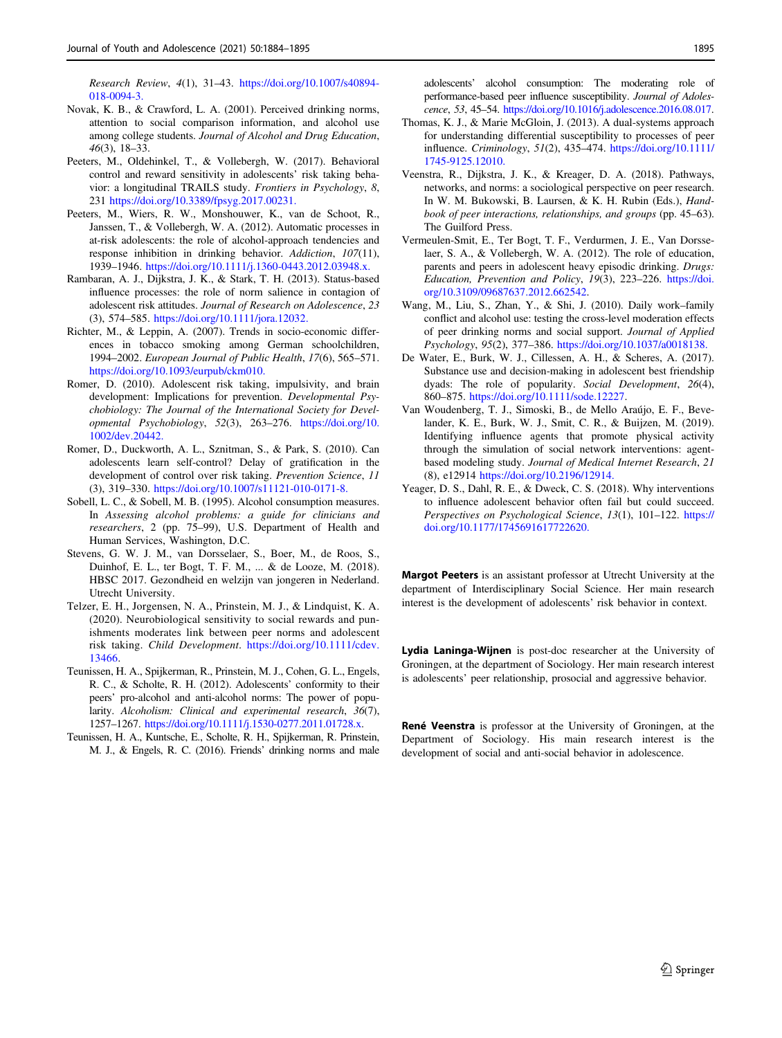Research Review, 4(1), 31–43. https://doi.org/10.1007/s40894-018-0094-3.

Novak, K. B., & Crawford, L. A. (2001). Perceived drinking norms, attention to social comparison information, and alcohol use among college students. *Journal of Alcohol and Drug Education*, *46*(3), 18–33.

Peeters, M., Oldehinkel, T., & Vollebergh, W. (2017). Behavioral control and reward sensitivity in adolescents' risk taking behavior: a longitudinal TRAILS study. *Frontiers in Psychology*, *8*, 231 https://doi.org/10.3389/fpsyg.2017.00231.

Peeters, M., Wiers, R. W., Monshouwer, K., van de Schoot, R., Janssen, T., & Vollebergh, W. A. (2012). Automatic processes in at-risk adolescents: the role of alcohol-approach tendencies and response inhibition in drinking behavior. *Addiction*, *107*(11), 1939–1946. https://doi.org/10.1111/j.1360-0443.2012.03948.x.

Rambaran, A. J., Dijkstra, J. K., & Stark, T. H. (2013). Status-based influence processes: the role of norm salience in contagion of adolescent risk attitudes. *Journal of Research on Adolescence*, *23* (3), 574–585. https://doi.org/10.1111/jora.12032.

Richter, M., & Leppin, A. (2007). Trends in socio-economic differences in tobacco smoking among German schoolchildren, 1994–2002. *European Journal of Public Health*, *17*(6), 565–571. https://doi.org/10.1093/eurpub/ckm010.

Romer, D. (2010). Adolescent risk taking, impulsivity, and brain development: Implications for prevention. *Developmental Psychobiology: The Journal of the International Society for Developmental Psychobiology*, *52*(3), 263–276. https://doi.org/10.1002/dev.20442.

Romer, D., Duckworth, A. L., Sznitman, S., & Park, S. (2010). Can adolescents learn self-control? Delay of gratification in the development of control over risk taking. *Prevention Science*, *11* (3), 319–330. https://doi.org/10.1007/s11121-010-0171-8.

Sobell, L. C., & Sobell, M. B. (1995). Alcohol consumption measures. In *Assessing alcohol problems: a guide for clinicians and researchers*, 2 (pp. 75–99), U.S. Department of Health and Human Services, Washington, D.C.

Stevens, G. W. J. M., van Dorsselaer, S., Boer, M., de Roos, S., Duinhof, E. L., ter Bogt, T. F. M., ... & de Looze, M. (2018). HBSC 2017. Gezondheid en welzijn van jongeren in Nederland. Utrecht University.

Telzer, E. H., Jorgensen, N. A., Prinstein, M. J., & Lindquist, K. A. (2020). Neurobiological sensitivity to social rewards and punishments moderates link between peer norms and adolescent risk taking. *Child Development*. https://doi.org/10.1111/cdev.13466.

Teunissen, H. A., Spijkerman, R., Prinstein, M. J., Cohen, G. L., Engels, R. C., & Scholte, R. H. (2012). Adolescents' conformity to their peers' pro-alcohol and anti-alcohol norms: The power of popularity. *Alcoholism: Clinical and experimental research*, *36*(7), 1257–1267. https://doi.org/10.1111/j.1530-0277.2011.01728.x.

Teunissen, H. A., Kuntsche, E., Scholte, R. H., Spijkerman, R. Prinstein, M. J., & Engels, R. C. (2016). Friends' drinking norms and male adolescents' alcohol consumption: The moderating role of performance-based peer influence susceptibility. *Journal of Adolescence*, *53*, 45–54. https://doi.org/10.1016/j.adolescence.2016.08.017.

Thomas, K. J., & Marie McGloin, J. (2013). A dual-systems approach for understanding differential susceptibility to processes of peer influence. *Criminology*, *51*(2), 435–474. https://doi.org/10.1111/1745-9125.12010.

Veenstra, R., Dijkstra, J. K., & Kreager, D. A. (2018). Pathways, networks, and norms: a sociological perspective on peer research. In W. M. Bukowski, B. Laursen, & K. H. Rubin (Eds.), *Handbook of peer interactions, relationships, and groups* (pp. 45–63). The Guilford Press.

Vermeulen-Smit, E., Ter Bogt, T. F., Verdurmen, J. E., Van Dorsselaer, S. A., & Vollebergh, W. A. (2012). The role of education, parents and peers in adolescent heavy episodic drinking. *Drugs: Education, Prevention and Policy*, *19*(3), 223–226. https://doi.org/10.3109/09687637.2012.662542.

Wang, M., Liu, S., Zhan, Y., & Shi, J. (2010). Daily work–family conflict and alcohol use: testing the cross-level moderation effects of peer drinking norms and social support. *Journal of Applied Psychology*, *95*(2), 377–386. https://doi.org/10.1037/a0018138.

De Water, E., Burk, W. J., Cillessen, A. H., & Scheres, A. (2017). Substance use and decision-making in adolescent best friendship dyads: The role of popularity. *Social Development*, *26*(4), 860–875. https://doi.org/10.1111/sode.12227.

Van Woudenberg, T. J., Simoski, B., de Mello Araújo, E. F., Bevelander, K. E., Burk, W. J., Smit, C. R., & Buijzen, M. (2019). Identifying influence agents that promote physical activity through the simulation of social network interventions: agent-based modeling study. *Journal of Medical Internet Research*, *21* (8), e12914 https://doi.org/10.2196/12914.

Yeager, D. S., Dahl, R. E., & Dweck, C. S. (2018). Why interventions to influence adolescent behavior often fail but could succeed. *Perspectives on Psychological Science*, *13*(1), 101–122. https://doi.org/10.1177/1745691617722620.

**Margot Peeters** is an assistant professor at Utrecht University at the department of Interdisciplinary Social Science. Her main research interest is the development of adolescents' risk behavior in context.

**Lydia Laninga-Wijnen** is post-doc researcher at the University of Groningen, at the department of Sociology. Her main research interest is adolescents' peer relationship, prosocial and aggressive behavior.

**René Veenstra** is professor at the University of Groningen, at the Department of Sociology. His main research interest is the development of social and anti-social behavior in adolescence.